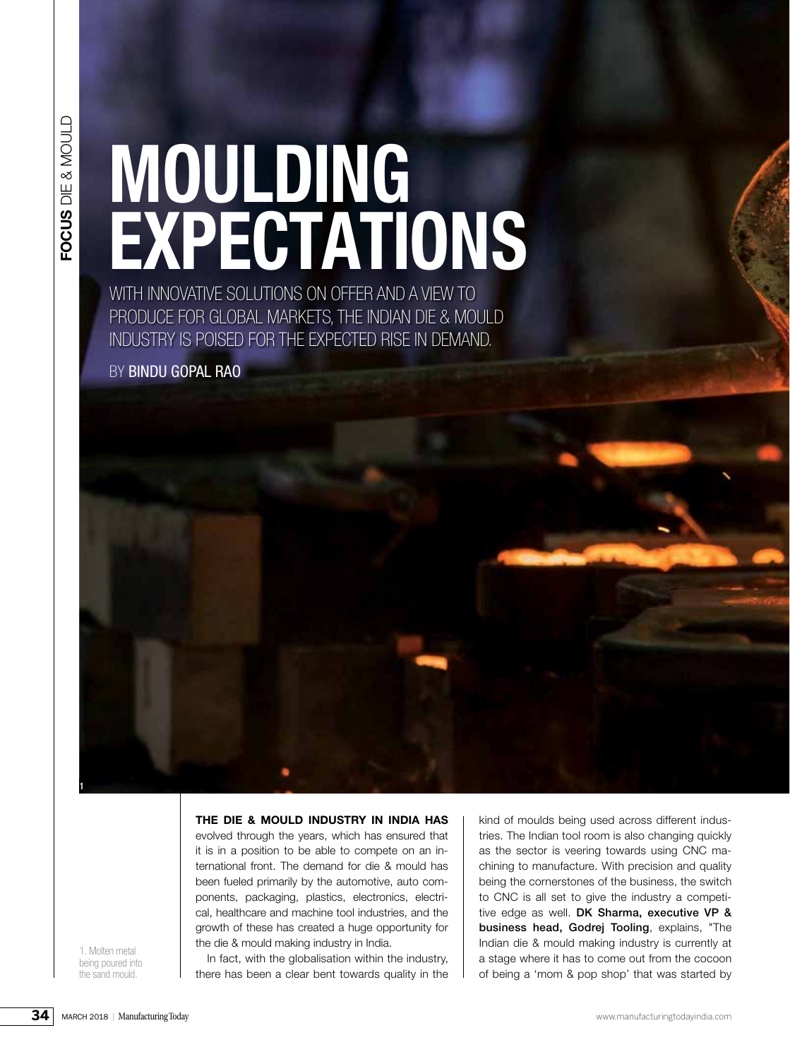# MOULDING EXPECTATIONS

WITH INNOVATIVE SOLUTIONS ON OFFER AND A VIEW TO PRODUCE FOR GLOBAL MARKETS, THE INDIAN DIE & MOULD INDUSTRY IS POISED FOR THE EXPECTED RISE IN DEMAND.

BY BINDU GOPAL RAO

1. Molten metal being poured into the sand mould.

**THE DIE & MOULD INDUSTRY IN INDIA HAS** evolved through the years, which has ensured that it is in a position to be able to compete on an international front. The demand for die & mould has been fueled primarily by the automotive, auto components, packaging, plastics, electronics, electrical, healthcare and machine tool industries, and the growth of these has created a huge opportunity for the die & mould making industry in India.

In fact, with the globalisation within the industry, there has been a clear bent towards quality in the kind of moulds being used across different industries. The Indian tool room is also changing quickly as the sector is veering towards using CNC machining to manufacture. With precision and quality being the cornerstones of the business, the switch to CNC is all set to give the industry a competitive edge as well. **DK Sharma, executive VP & business head, Godrej Tooling**, explains, "The Indian die & mould making industry is currently at a stage where it has to come out from the cocoon of being a 'mom & pop shop' that was started by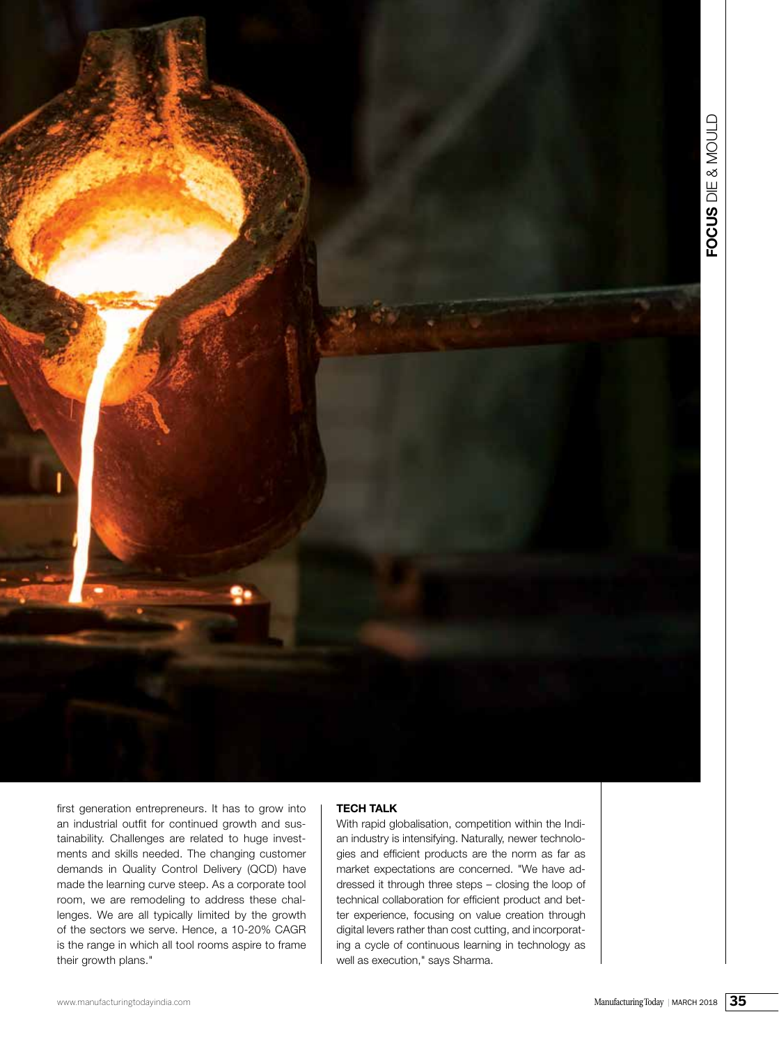first generation entrepreneurs. It has to grow into an industrial outfit for continued growth and sustainability. Challenges are related to huge investments and skills needed. The changing customer demands in Quality Control Delivery (QCD) have made the learning curve steep. As a corporate tool room, we are remodeling to address these challenges. We are all typically limited by the growth of the sectors we serve. Hence, a 10-20% CAGR is the range in which all tool rooms aspire to frame their growth plans."

### TECH TALK

With rapid globalisation, competition within the Indian industry is intensifying. Naturally, newer technologies and efficient products are the norm as far as market expectations are concerned. "We have addressed it through three steps – closing the loop of technical collaboration for efficient product and better experience, focusing on value creation through digital levers rather than cost cutting, and incorporating a cycle of continuous learning in technology as well as execution," says Sharma.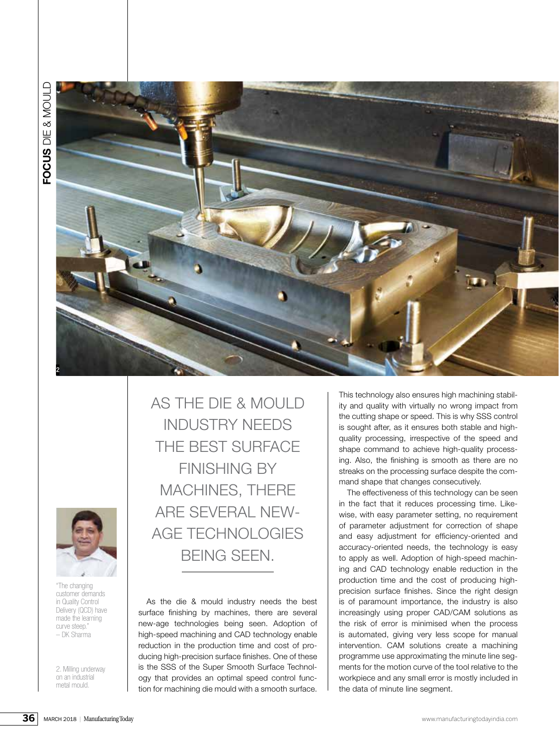AS THE DIE & MOULD INDUSTRY NEEDS THE BEST SURFACE FINISHING BY MACHINES, THERE ARE SEVERAL NEW-AGE TECHNOLOGIES BEING SEEN.

"The changing customer demands in Quality Control Delivery (QCD) have made the learning curve steep."
– DK Sharma

2. Milling underway on an industrial metal mould.

As the die & mould industry needs the best surface finishing by machines, there are several new-age technologies being seen. Adoption of high-speed machining and CAD technology enable reduction in the production time and cost of producing high-precision surface finishes. One of these is the SSS of the Super Smooth Surface Technology that provides an optimal speed control function for machining die mould with a smooth surface. This technology also ensures high machining stability and quality with virtually no wrong impact from the cutting shape or speed. This is why SSS control is sought after, as it ensures both stable and high-quality processing, irrespective of the speed and shape command to achieve high-quality processing. Also, the finishing is smooth as there are no streaks on the processing surface despite the command shape that changes consecutively.

The effectiveness of this technology can be seen in the fact that it reduces processing time. Likewise, with easy parameter setting, no requirement of parameter adjustment for correction of shape and easy adjustment for efficiency-oriented and accuracy-oriented needs, the technology is easy to apply as well. Adoption of high-speed machining and CAD technology enable reduction in the production time and the cost of producing high-precision surface finishes. Since the right design is of paramount importance, the industry is also increasingly using proper CAD/CAM solutions as the risk of error is minimised when the process is automated, giving very less scope for manual intervention. CAM solutions create a machining programme use approximating the minute line segments for the motion curve of the tool relative to the workpiece and any small error is mostly included in the data of minute line segment.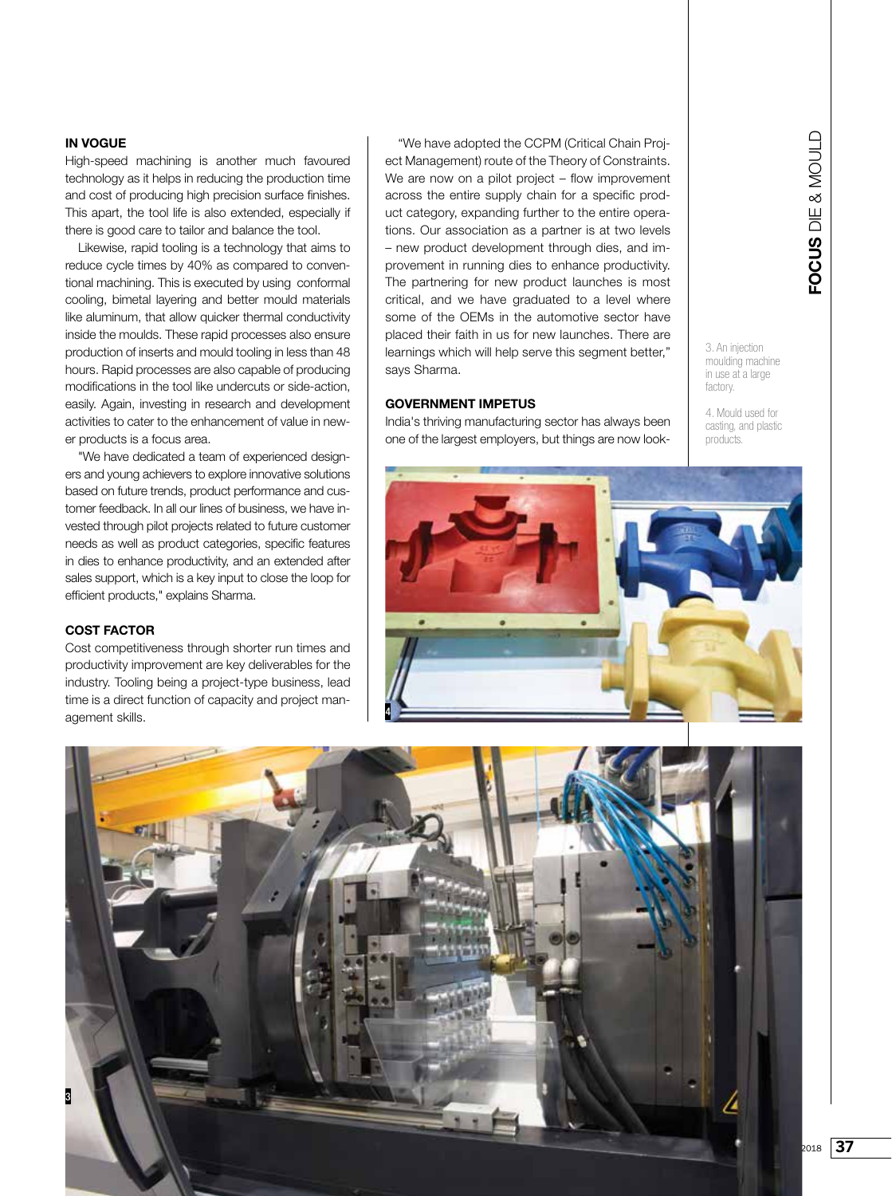## IN VOGUE

High-speed machining is another much favoured technology as it helps in reducing the production time and cost of producing high precision surface finishes. This apart, the tool life is also extended, especially if there is good care to tailor and balance the tool.

Likewise, rapid tooling is a technology that aims to reduce cycle times by 40% as compared to conventional machining. This is executed by using conformal cooling, bimetal layering and better mould materials like aluminum, that allow quicker thermal conductivity inside the moulds. These rapid processes also ensure production of inserts and mould tooling in less than 48 hours. Rapid processes are also capable of producing modifications in the tool like undercuts or side-action, easily. Again, investing in research and development activities to cater to the enhancement of value in newer products is a focus area.

"We have dedicated a team of experienced designers and young achievers to explore innovative solutions based on future trends, product performance and customer feedback. In all our lines of business, we have invested through pilot projects related to future customer needs as well as product categories, specific features in dies to enhance productivity, and an extended after sales support, which is a key input to close the loop for efficient products," explains Sharma.

## COST FACTOR

Cost competitiveness through shorter run times and productivity improvement are key deliverables for the industry. Tooling being a project-type business, lead time is a direct function of capacity and project management skills.

"We have adopted the CCPM (Critical Chain Project Management) route of the Theory of Constraints. We are now on a pilot project – flow improvement across the entire supply chain for a specific product category, expanding further to the entire operations. Our association as a partner is at two levels – new product development through dies, and improvement in running dies to enhance productivity. The partnering for new product launches is most critical, and we have graduated to a level where some of the OEMs in the automotive sector have placed their faith in us for new launches. There are learnings which will help serve this segment better," says Sharma.

## GOVERNMENT IMPETUS

India's thriving manufacturing sector has always been one of the largest employers, but things are now look-

3. An injection moulding machine in use at a large factory.

4. Mould used for casting, and plastic products.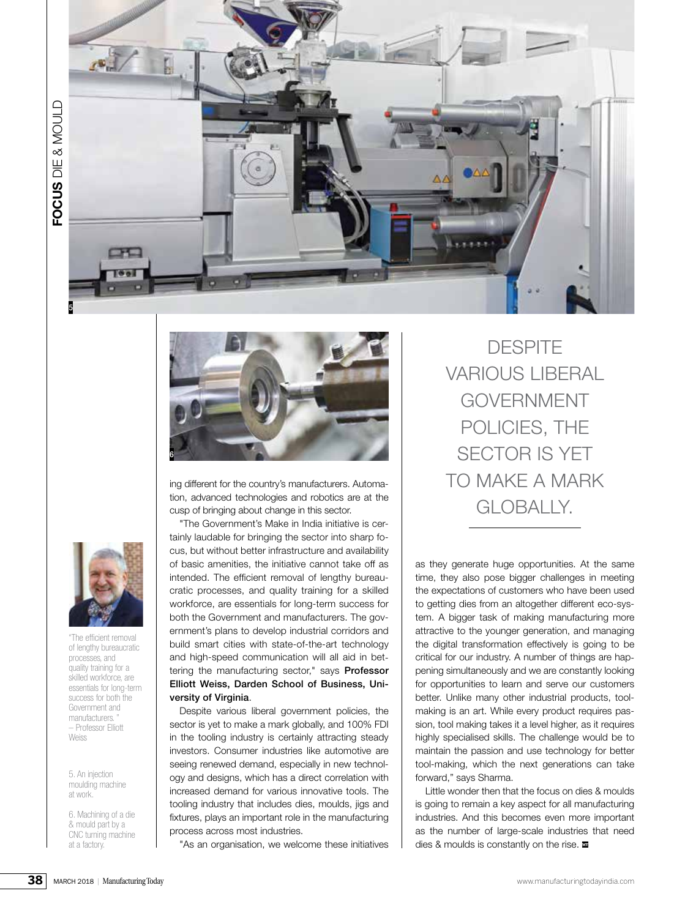ing different for the country's manufacturers. Automation, advanced technologies and robotics are at the cusp of bringing about change in this sector.

"The Government's Make in India initiative is certainly laudable for bringing the sector into sharp focus, but without better infrastructure and availability of basic amenities, the initiative cannot take off as intended. The efficient removal of lengthy bureaucratic processes, and quality training for a skilled workforce, are essentials for long-term success for both the Government and manufacturers. The government's plans to develop industrial corridors and build smart cities with state-of-the-art technology and high-speed communication will all aid in bettering the manufacturing sector," says **Professor Elliott Weiss, Darden School of Business, University of Virginia**.

"The efficient removal of lengthy bureaucratic processes, and quality training for a skilled workforce, are essentials for long-term success for both the Government and manufacturers." – Professor Elliott Weiss

Despite various liberal government policies, the sector is yet to make a mark globally, and 100% FDI in the tooling industry is certainly attracting steady investors. Consumer industries like automotive are seeing renewed demand, especially in new technology and designs, which has a direct correlation with increased demand for various innovative tools. The tooling industry that includes dies, moulds, jigs and fixtures, plays an important role in the manufacturing process across most industries.

"As an organisation, we welcome these initiatives as they generate huge opportunities. At the same time, they also pose bigger challenges in meeting the expectations of customers who have been used to getting dies from an altogether different eco-system. A bigger task of making manufacturing more attractive to the younger generation, and managing the digital transformation effectively is going to be critical for our industry. A number of things are happening simultaneously and we are constantly looking for opportunities to learn and serve our customers better. Unlike many other industrial products, tool-making is an art. While every product requires passion, tool making takes it a level higher, as it requires highly specialised skills. The challenge would be to maintain the passion and use technology for better tool-making, which the next generations can take forward," says Sharma.

DESPITE VARIOUS LIBERAL GOVERNMENT POLICIES, THE SECTOR IS YET TO MAKE A MARK GLOBALLY.

Little wonder then that the focus on dies & moulds is going to remain a key aspect for all manufacturing industries. And this becomes even more important as the number of large-scale industries that need dies & moulds is constantly on the rise.

5. An injection moulding machine at work.

6. Machining of a die & mould part by a CNC turning machine at a factory.